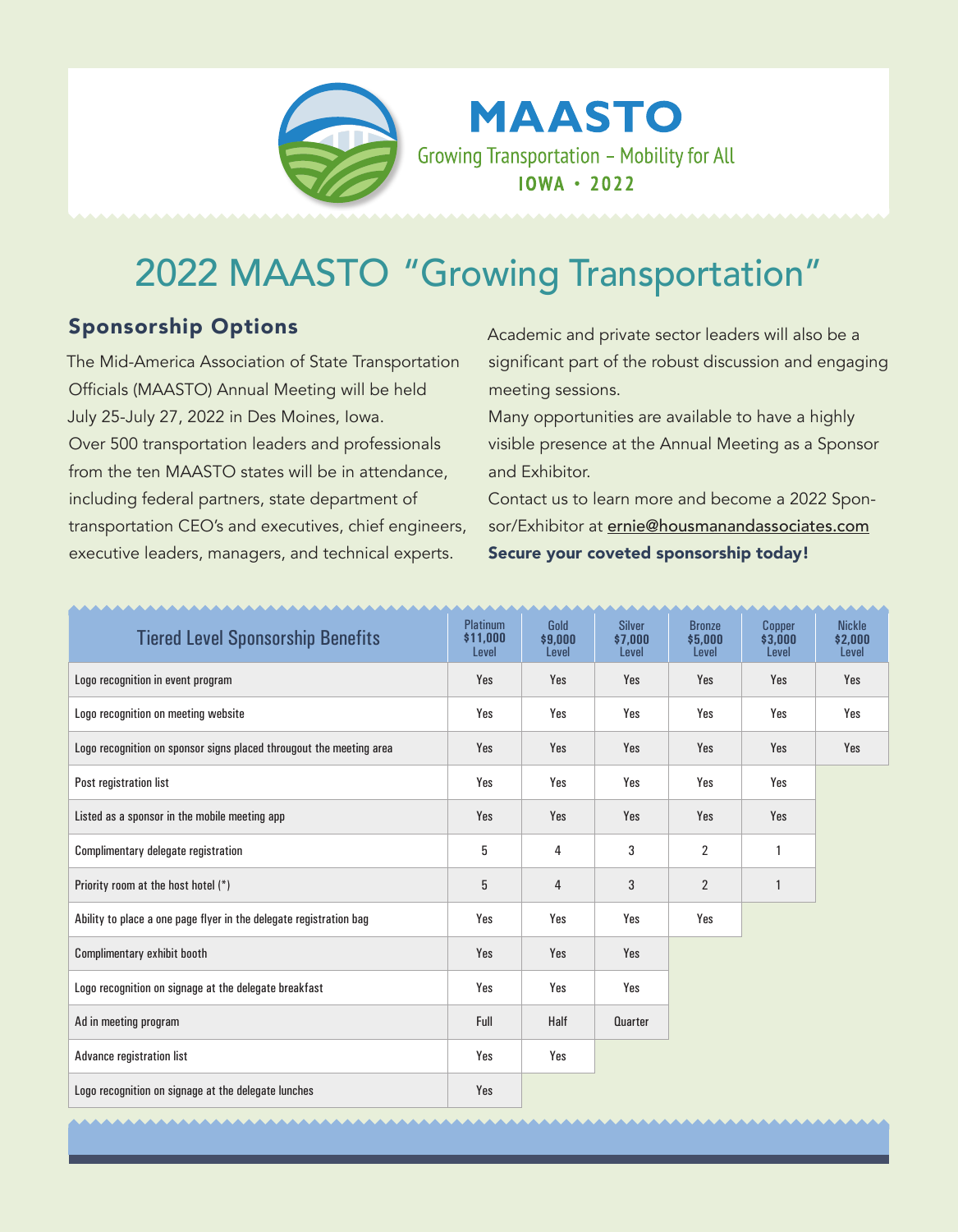# MAASTO

Growing Transportation – Mobility for All

IOWA • 2022

# 2022 MAASTO "Growing Transportation"

## Sponsorship Options

The Mid-America Association of State Transportation Officials (MAASTO) Annual Meeting will be held July 25-July 27, 2022 in Des Moines, Iowa.

Over 500 transportation leaders and professionals from the ten MAASTO states will be in attendance, including federal partners, state department of transportation CEO's and executives, chief engineers, executive leaders, managers, and technical experts.

Academic and private sector leaders will also be a significant part of the robust discussion and engaging meeting sessions.

Many opportunities are available to have a highly visible presence at the Annual Meeting as a Sponsor and Exhibitor.

Contact us to learn more and become a 2022 Sponsor/Exhibitor at ernie@housmanandassociates.com

**Secure your coveted sponsorship today!**

| Tiered Level Sponsorship Benefits | Platinum **$11,000** Level | Gold **$9,000** Level | Silver **$7,000** Level | Bronze **$5,000** Level | Copper **$3,000** Level | Nickle **$2,000** Level |
|---|---|---|---|---|---|---|
| Logo recognition in event program | Yes | Yes | Yes | Yes | Yes | Yes |
| Logo recognition on meeting website | Yes | Yes | Yes | Yes | Yes | Yes |
| Logo recognition on sponsor signs placed througout the meeting area | Yes | Yes | Yes | Yes | Yes | Yes |
| Post registration list | Yes | Yes | Yes | Yes | Yes | |
| Listed as a sponsor in the mobile meeting app | Yes | Yes | Yes | Yes | Yes | |
| Complimentary delegate registration | 5 | 4 | 3 | 2 | 1 | |
| Priority room at the host hotel (*) | 5 | 4 | 3 | 2 | 1 | |
| Ability to place a one page flyer in the delegate registration bag | Yes | Yes | Yes | Yes | | |
| Complimentary exhibit booth | Yes | Yes | Yes | | | |
| Logo recognition on signage at the delegate breakfast | Yes | Yes | Yes | | | |
| Ad in meeting program | Full | Half | Quarter | | | |
| Advance registration list | Yes | Yes | | | | |
| Logo recognition on signage at the delegate lunches | Yes | | | | | |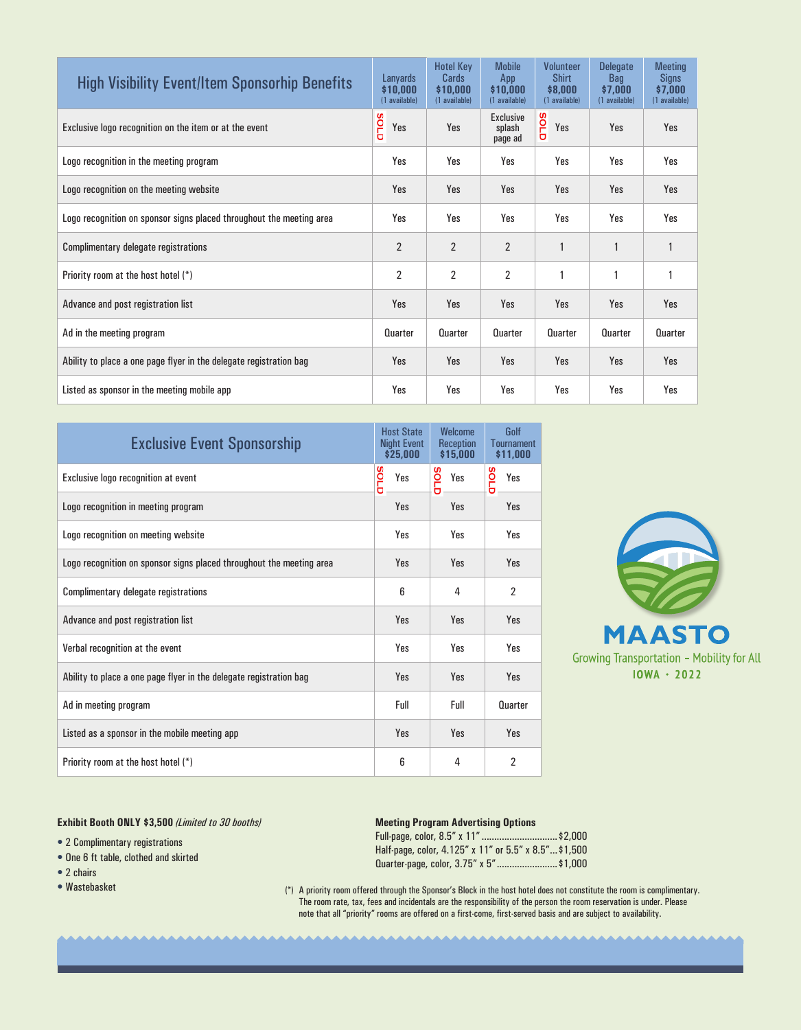| High Visibility Event/Item Sponsorhip Benefits | Lanyards $10,000 (1 available) | Hotel Key Cards $10,000 (1 available) | Mobile App $10,000 (1 available) | Volunteer Shirt $8,000 (1 available) | Delegate Bag $7,000 (1 available) | Meeting Signs $7,000 (1 available) |
|---|---|---|---|---|---|---|
| Exclusive logo recognition on the item or at the event | SOLD Yes | Yes | Exclusive splash page ad | SOLD Yes | Yes | Yes |
| Logo recognition in the meeting program | Yes | Yes | Yes | Yes | Yes | Yes |
| Logo recognition on the meeting website | Yes | Yes | Yes | Yes | Yes | Yes |
| Logo recognition on sponsor signs placed throughout the meeting area | Yes | Yes | Yes | Yes | Yes | Yes |
| Complimentary delegate registrations | 2 | 2 | 2 | 1 | 1 | 1 |
| Priority room at the host hotel (*) | 2 | 2 | 2 | 1 | 1 | 1 |
| Advance and post registration list | Yes | Yes | Yes | Yes | Yes | Yes |
| Ad in the meeting program | Quarter | Quarter | Quarter | Quarter | Quarter | Quarter |
| Ability to place a one page flyer in the delegate registration bag | Yes | Yes | Yes | Yes | Yes | Yes |
| Listed as sponsor in the meeting mobile app | Yes | Yes | Yes | Yes | Yes | Yes |

| Exclusive Event Sponsorship | Host State Night Event $25,000 | Welcome Reception $15,000 | Golf Tournament $11,000 |
|---|---|---|---|
| Exclusive logo recognition at event | SOLD Yes | SOLD Yes | SOLD Yes |
| Logo recognition in meeting program | Yes | Yes | Yes |
| Logo recognition on meeting website | Yes | Yes | Yes |
| Logo recognition on sponsor signs placed throughout the meeting area | Yes | Yes | Yes |
| Complimentary delegate registrations | 6 | 4 | 2 |
| Advance and post registration list | Yes | Yes | Yes |
| Verbal recognition at the event | Yes | Yes | Yes |
| Ability to place a one page flyer in the delegate registration bag | Yes | Yes | Yes |
| Ad in meeting program | Full | Full | Quarter |
| Listed as a sponsor in the mobile meeting app | Yes | Yes | Yes |
| Priority room at the host hotel (*) | 6 | 4 | 2 |

MAASTO
Growing Transportation – Mobility for All
IOWA · 2022

**Exhibit Booth ONLY $3,500** *(Limited to 30 booths)*

- 2 Complimentary registrations
- One 6 ft table, clothed and skirted
- 2 chairs
- Wastebasket

**Meeting Program Advertising Options**

Full-page, color, 8.5" x 11" .............................. $2,000
Half-page, color, 4.125" x 11" or 5.5" x 8.5"... $1,500
Quarter-page, color, 3.75" x 5" ........................ $1,000

(*) A priority room offered through the Sponsor's Block in the host hotel does not constitute the room is complimentary. The room rate, tax, fees and incidentals are the responsibility of the person the room reservation is under. Please note that all "priority" rooms are offered on a first-come, first-served basis and are subject to availability.